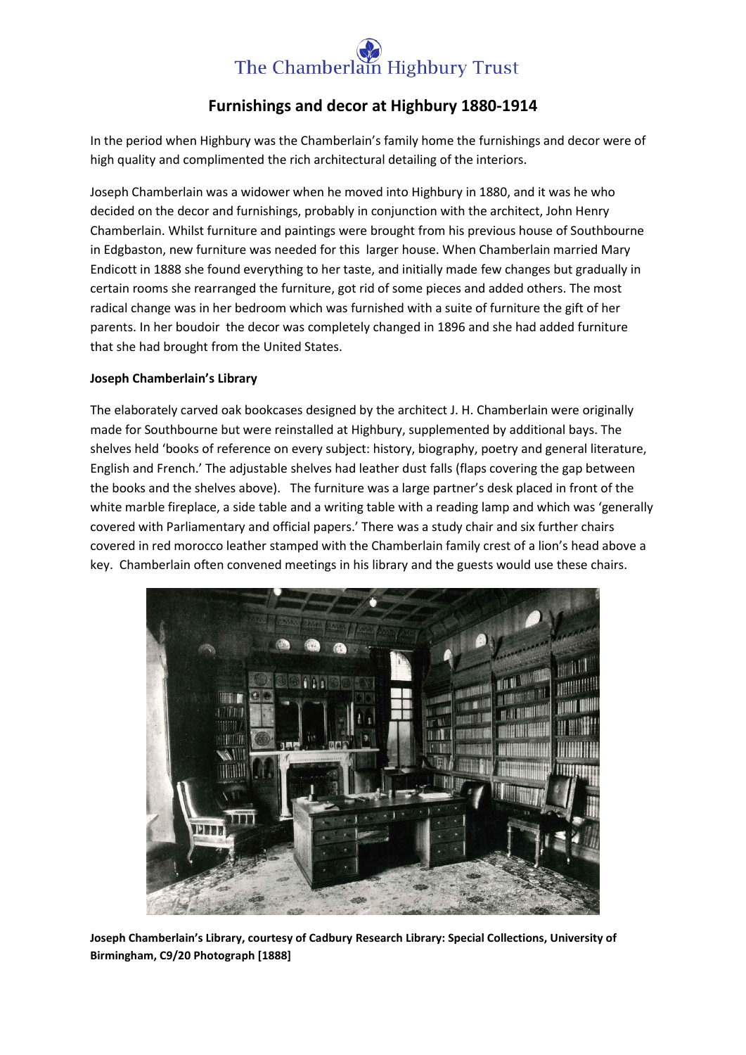The Chamberlain Highbury Trust

# Furnishings and decor at Highbury 1880-1914

In the period when Highbury was the Chamberlain's family home the furnishings and decor were of high quality and complimented the rich architectural detailing of the interiors.

Joseph Chamberlain was a widower when he moved into Highbury in 1880, and it was he who decided on the decor and furnishings, probably in conjunction with the architect, John Henry Chamberlain. Whilst furniture and paintings were brought from his previous house of Southbourne in Edgbaston, new furniture was needed for this larger house. When Chamberlain married Mary Endicott in 1888 she found everything to her taste, and initially made few changes but gradually in certain rooms she rearranged the furniture, got rid of some pieces and added others. The most radical change was in her bedroom which was furnished with a suite of furniture the gift of her parents. In her boudoir the decor was completely changed in 1896 and she had added furniture that she had brought from the United States.

## Joseph Chamberlain's Library

The elaborately carved oak bookcases designed by the architect J. H. Chamberlain were originally made for Southbourne but were reinstalled at Highbury, supplemented by additional bays. The shelves held 'books of reference on every subject: history, biography, poetry and general literature, English and French.' The adjustable shelves had leather dust falls (flaps covering the gap between the books and the shelves above). The furniture was a large partner's desk placed in front of the white marble fireplace, a side table and a writing table with a reading lamp and which was 'generally covered with Parliamentary and official papers.' There was a study chair and six further chairs covered in red morocco leather stamped with the Chamberlain family crest of a lion's head above a key. Chamberlain often convened meetings in his library and the guests would use these chairs.

**Joseph Chamberlain's Library, courtesy of Cadbury Research Library: Special Collections, University of Birmingham, C9/20 Photograph [1888]**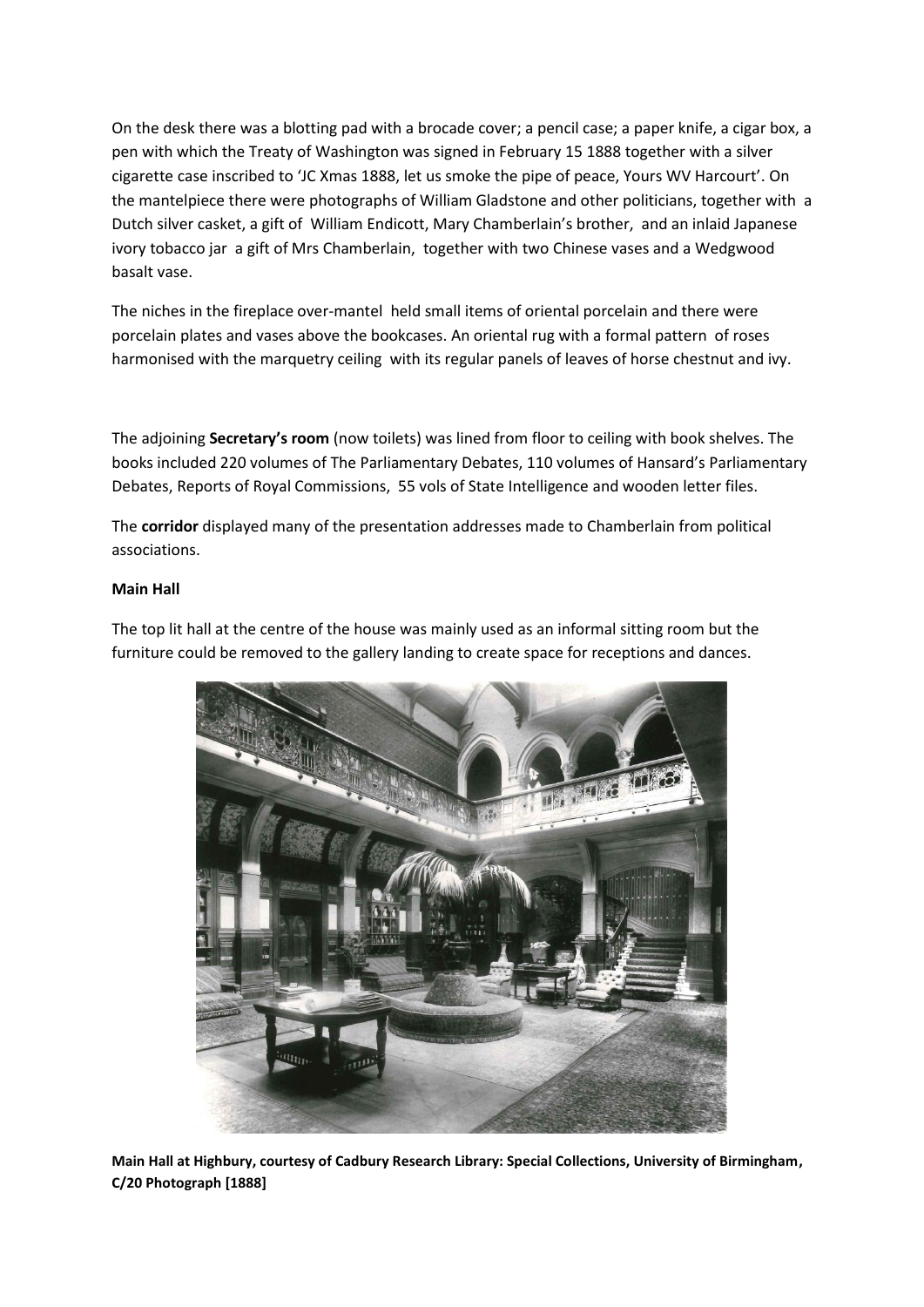On the desk there was a blotting pad with a brocade cover; a pencil case; a paper knife, a cigar box, a pen with which the Treaty of Washington was signed in February 15 1888 together with a silver cigarette case inscribed to 'JC Xmas 1888, let us smoke the pipe of peace, Yours WV Harcourt'. On the mantelpiece there were photographs of William Gladstone and other politicians, together with a Dutch silver casket, a gift of William Endicott, Mary Chamberlain's brother, and an inlaid Japanese ivory tobacco jar a gift of Mrs Chamberlain, together with two Chinese vases and a Wedgwood basalt vase.

The niches in the fireplace over-mantel held small items of oriental porcelain and there were porcelain plates and vases above the bookcases. An oriental rug with a formal pattern of roses harmonised with the marquetry ceiling with its regular panels of leaves of horse chestnut and ivy.

The adjoining **Secretary's room** (now toilets) was lined from floor to ceiling with book shelves. The books included 220 volumes of The Parliamentary Debates, 110 volumes of Hansard's Parliamentary Debates, Reports of Royal Commissions, 55 vols of State Intelligence and wooden letter files.

The **corridor** displayed many of the presentation addresses made to Chamberlain from political associations.

**Main Hall**

The top lit hall at the centre of the house was mainly used as an informal sitting room but the furniture could be removed to the gallery landing to create space for receptions and dances.

**Main Hall at Highbury, courtesy of Cadbury Research Library: Special Collections, University of Birmingham, C/20 Photograph [1888]**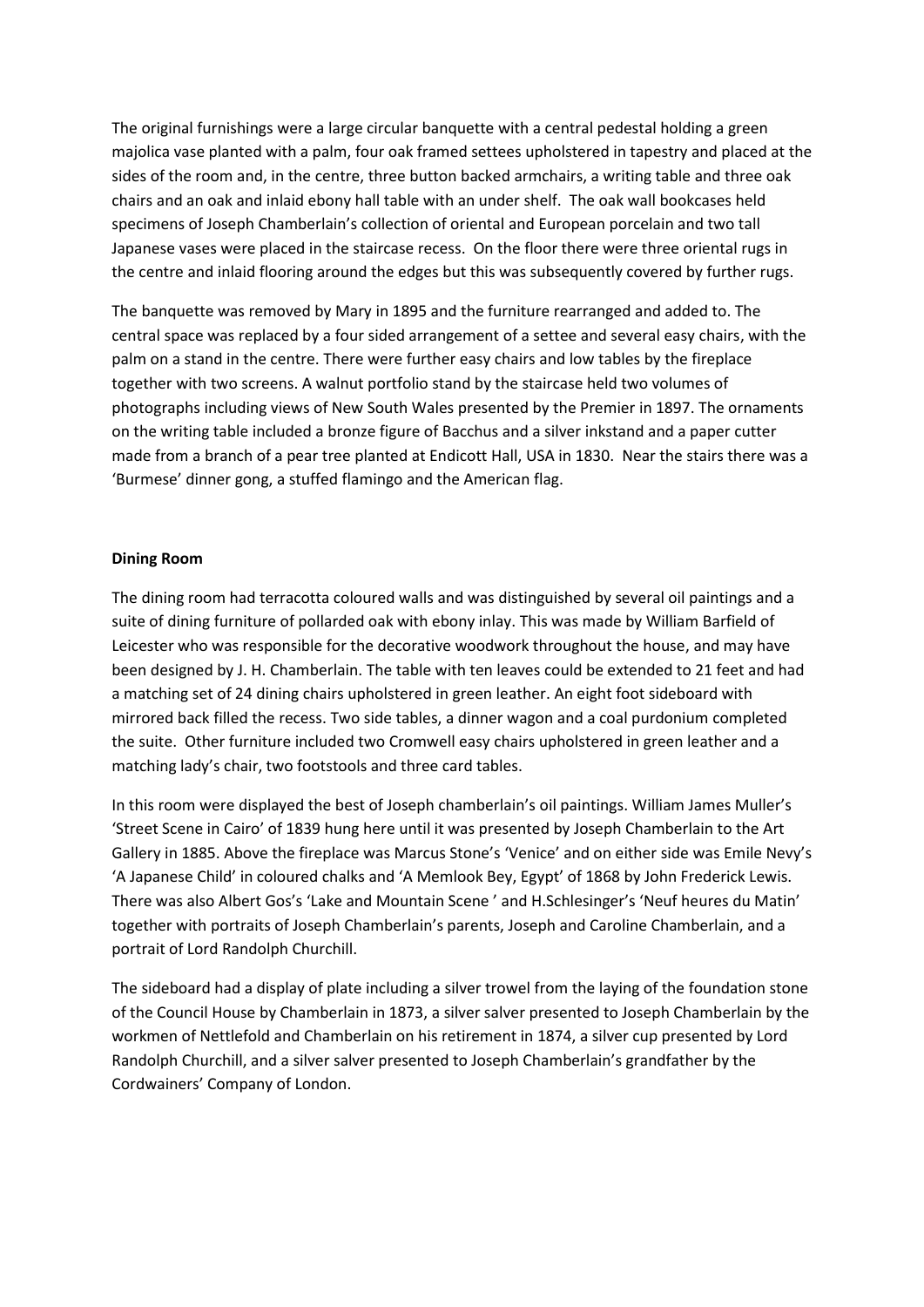The original furnishings were a large circular banquette with a central pedestal holding a green majolica vase planted with a palm, four oak framed settees upholstered in tapestry and placed at the sides of the room and, in the centre, three button backed armchairs, a writing table and three oak chairs and an oak and inlaid ebony hall table with an under shelf. The oak wall bookcases held specimens of Joseph Chamberlain's collection of oriental and European porcelain and two tall Japanese vases were placed in the staircase recess. On the floor there were three oriental rugs in the centre and inlaid flooring around the edges but this was subsequently covered by further rugs.

The banquette was removed by Mary in 1895 and the furniture rearranged and added to. The central space was replaced by a four sided arrangement of a settee and several easy chairs, with the palm on a stand in the centre. There were further easy chairs and low tables by the fireplace together with two screens. A walnut portfolio stand by the staircase held two volumes of photographs including views of New South Wales presented by the Premier in 1897. The ornaments on the writing table included a bronze figure of Bacchus and a silver inkstand and a paper cutter made from a branch of a pear tree planted at Endicott Hall, USA in 1830. Near the stairs there was a 'Burmese' dinner gong, a stuffed flamingo and the American flag.

**Dining Room**

The dining room had terracotta coloured walls and was distinguished by several oil paintings and a suite of dining furniture of pollarded oak with ebony inlay. This was made by William Barfield of Leicester who was responsible for the decorative woodwork throughout the house, and may have been designed by J. H. Chamberlain. The table with ten leaves could be extended to 21 feet and had a matching set of 24 dining chairs upholstered in green leather. An eight foot sideboard with mirrored back filled the recess. Two side tables, a dinner wagon and a coal purdonium completed the suite. Other furniture included two Cromwell easy chairs upholstered in green leather and a matching lady's chair, two footstools and three card tables.

In this room were displayed the best of Joseph chamberlain's oil paintings. William James Muller's 'Street Scene in Cairo' of 1839 hung here until it was presented by Joseph Chamberlain to the Art Gallery in 1885. Above the fireplace was Marcus Stone's 'Venice' and on either side was Emile Nevy's 'A Japanese Child' in coloured chalks and 'A Memlook Bey, Egypt' of 1868 by John Frederick Lewis. There was also Albert Gos's 'Lake and Mountain Scene ' and H.Schlesinger's 'Neuf heures du Matin' together with portraits of Joseph Chamberlain's parents, Joseph and Caroline Chamberlain, and a portrait of Lord Randolph Churchill.

The sideboard had a display of plate including a silver trowel from the laying of the foundation stone of the Council House by Chamberlain in 1873, a silver salver presented to Joseph Chamberlain by the workmen of Nettlefold and Chamberlain on his retirement in 1874, a silver cup presented by Lord Randolph Churchill, and a silver salver presented to Joseph Chamberlain's grandfather by the Cordwainers' Company of London.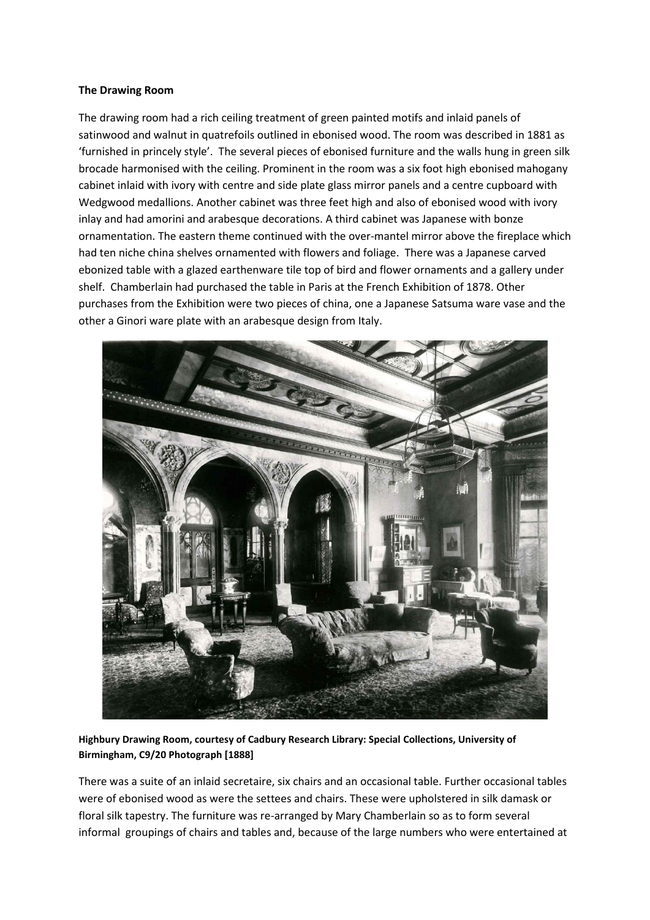**The Drawing Room**

The drawing room had a rich ceiling treatment of green painted motifs and inlaid panels of satinwood and walnut in quatrefoils outlined in ebonised wood. The room was described in 1881 as 'furnished in princely style'. The several pieces of ebonised furniture and the walls hung in green silk brocade harmonised with the ceiling. Prominent in the room was a six foot high ebonised mahogany cabinet inlaid with ivory with centre and side plate glass mirror panels and a centre cupboard with Wedgwood medallions. Another cabinet was three feet high and also of ebonised wood with ivory inlay and had amorini and arabesque decorations. A third cabinet was Japanese with bonze ornamentation. The eastern theme continued with the over-mantel mirror above the fireplace which had ten niche china shelves ornamented with flowers and foliage. There was a Japanese carved ebonized table with a glazed earthenware tile top of bird and flower ornaments and a gallery under shelf. Chamberlain had purchased the table in Paris at the French Exhibition of 1878. Other purchases from the Exhibition were two pieces of china, one a Japanese Satsuma ware vase and the other a Ginori ware plate with an arabesque design from Italy.

**Highbury Drawing Room, courtesy of Cadbury Research Library: Special Collections, University of Birmingham, C9/20 Photograph [1888]**

There was a suite of an inlaid secretaire, six chairs and an occasional table. Further occasional tables were of ebonised wood as were the settees and chairs. These were upholstered in silk damask or floral silk tapestry. The furniture was re-arranged by Mary Chamberlain so as to form several informal groupings of chairs and tables and, because of the large numbers who were entertained at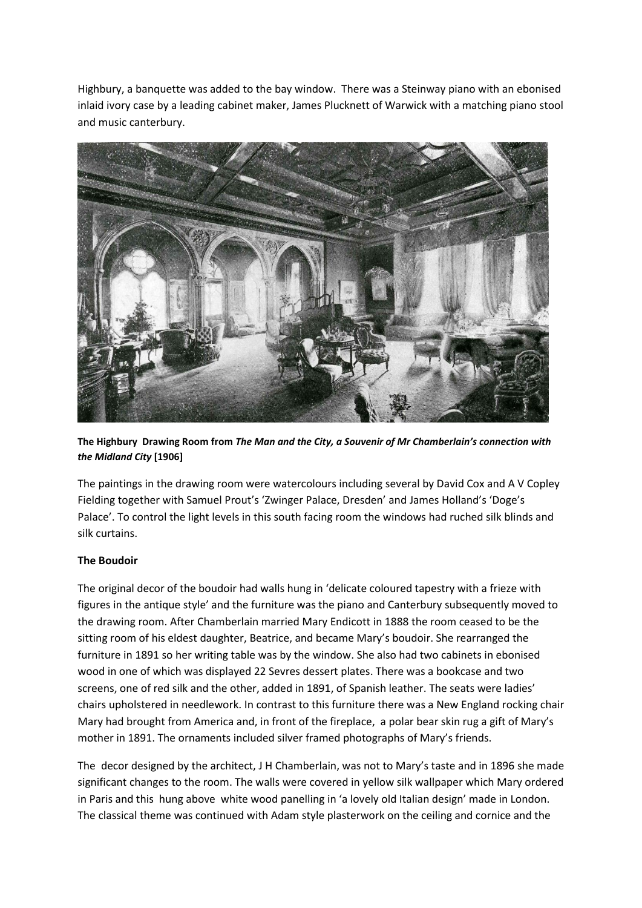Highbury, a banquette was added to the bay window. There was a Steinway piano with an ebonised inlaid ivory case by a leading cabinet maker, James Plucknett of Warwick with a matching piano stool and music canterbury.

**The Highbury Drawing Room from *The Man and the City, a Souvenir of Mr Chamberlain's connection with the Midland City* [1906]**

The paintings in the drawing room were watercolours including several by David Cox and A V Copley Fielding together with Samuel Prout's 'Zwinger Palace, Dresden' and James Holland's 'Doge's Palace'. To control the light levels in this south facing room the windows had ruched silk blinds and silk curtains.

**The Boudoir**

The original decor of the boudoir had walls hung in 'delicate coloured tapestry with a frieze with figures in the antique style' and the furniture was the piano and Canterbury subsequently moved to the drawing room. After Chamberlain married Mary Endicott in 1888 the room ceased to be the sitting room of his eldest daughter, Beatrice, and became Mary's boudoir. She rearranged the furniture in 1891 so her writing table was by the window. She also had two cabinets in ebonised wood in one of which was displayed 22 Sevres dessert plates. There was a bookcase and two screens, one of red silk and the other, added in 1891, of Spanish leather. The seats were ladies' chairs upholstered in needlework. In contrast to this furniture there was a New England rocking chair Mary had brought from America and, in front of the fireplace, a polar bear skin rug a gift of Mary's mother in 1891. The ornaments included silver framed photographs of Mary's friends.

The decor designed by the architect, J H Chamberlain, was not to Mary's taste and in 1896 she made significant changes to the room. The walls were covered in yellow silk wallpaper which Mary ordered in Paris and this hung above white wood panelling in 'a lovely old Italian design' made in London. The classical theme was continued with Adam style plasterwork on the ceiling and cornice and the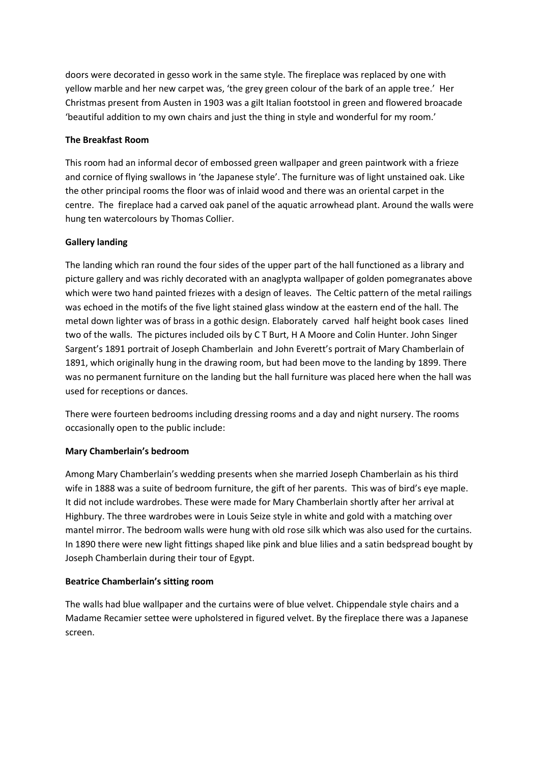doors were decorated in gesso work in the same style. The fireplace was replaced by one with yellow marble and her new carpet was, 'the grey green colour of the bark of an apple tree.' Her Christmas present from Austen in 1903 was a gilt Italian footstool in green and flowered broacade 'beautiful addition to my own chairs and just the thing in style and wonderful for my room.'

**The Breakfast Room**

This room had an informal decor of embossed green wallpaper and green paintwork with a frieze and cornice of flying swallows in 'the Japanese style'. The furniture was of light unstained oak. Like the other principal rooms the floor was of inlaid wood and there was an oriental carpet in the centre. The fireplace had a carved oak panel of the aquatic arrowhead plant. Around the walls were hung ten watercolours by Thomas Collier.

**Gallery landing**

The landing which ran round the four sides of the upper part of the hall functioned as a library and picture gallery and was richly decorated with an anaglypta wallpaper of golden pomegranates above which were two hand painted friezes with a design of leaves. The Celtic pattern of the metal railings was echoed in the motifs of the five light stained glass window at the eastern end of the hall. The metal down lighter was of brass in a gothic design. Elaborately carved half height book cases lined two of the walls. The pictures included oils by C T Burt, H A Moore and Colin Hunter. John Singer Sargent's 1891 portrait of Joseph Chamberlain and John Everett's portrait of Mary Chamberlain of 1891, which originally hung in the drawing room, but had been move to the landing by 1899. There was no permanent furniture on the landing but the hall furniture was placed here when the hall was used for receptions or dances.

There were fourteen bedrooms including dressing rooms and a day and night nursery. The rooms occasionally open to the public include:

**Mary Chamberlain's bedroom**

Among Mary Chamberlain's wedding presents when she married Joseph Chamberlain as his third wife in 1888 was a suite of bedroom furniture, the gift of her parents. This was of bird's eye maple. It did not include wardrobes. These were made for Mary Chamberlain shortly after her arrival at Highbury. The three wardrobes were in Louis Seize style in white and gold with a matching over mantel mirror. The bedroom walls were hung with old rose silk which was also used for the curtains. In 1890 there were new light fittings shaped like pink and blue lilies and a satin bedspread bought by Joseph Chamberlain during their tour of Egypt.

**Beatrice Chamberlain's sitting room**

The walls had blue wallpaper and the curtains were of blue velvet. Chippendale style chairs and a Madame Recamier settee were upholstered in figured velvet. By the fireplace there was a Japanese screen.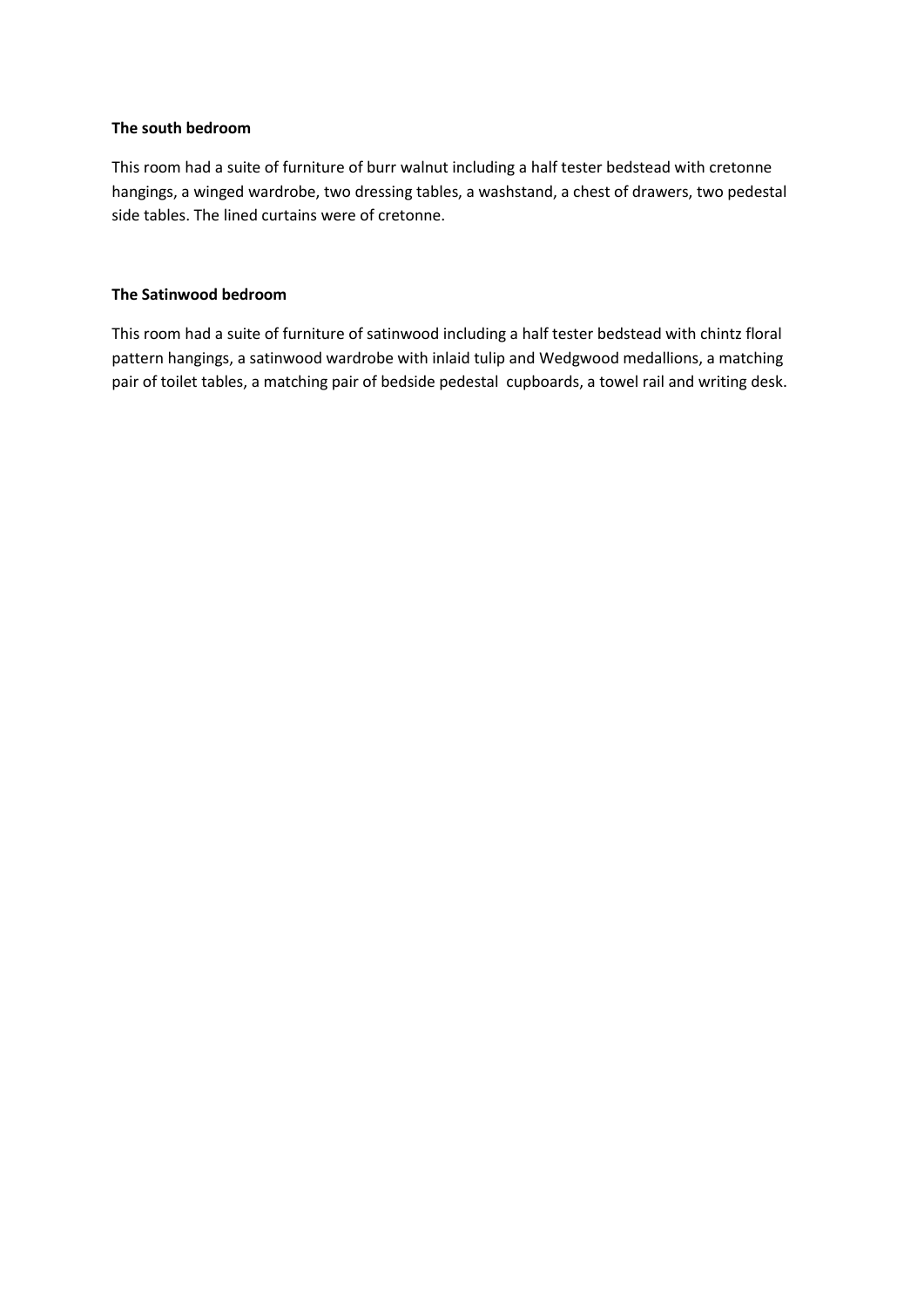**The south bedroom**

This room had a suite of furniture of burr walnut including a half tester bedstead with cretonne hangings, a winged wardrobe, two dressing tables, a washstand, a chest of drawers, two pedestal side tables. The lined curtains were of cretonne.

**The Satinwood bedroom**

This room had a suite of furniture of satinwood including a half tester bedstead with chintz floral pattern hangings, a satinwood wardrobe with inlaid tulip and Wedgwood medallions, a matching pair of toilet tables, a matching pair of bedside pedestal cupboards, a towel rail and writing desk.